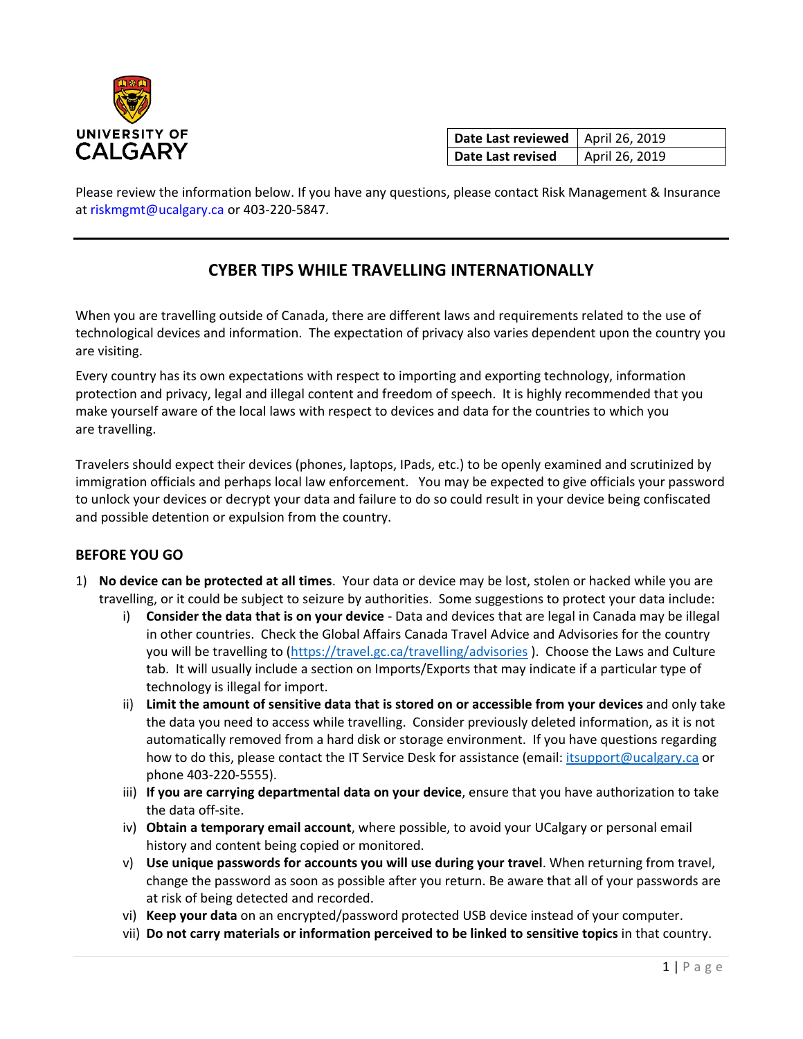UNIVERSITY OF CALGARY

| Date Last reviewed | April 26, 2019 |
| --- | --- |
| Date Last revised | April 26, 2019 |

Please review the information below. If you have any questions, please contact Risk Management & Insurance at riskmgmt@ucalgary.ca or 403-220-5847.

---

## CYBER TIPS WHILE TRAVELLING INTERNATIONALLY

When you are travelling outside of Canada, there are different laws and requirements related to the use of technological devices and information. The expectation of privacy also varies dependent upon the country you are visiting.

Every country has its own expectations with respect to importing and exporting technology, information protection and privacy, legal and illegal content and freedom of speech. It is highly recommended that you make yourself aware of the local laws with respect to devices and data for the countries to which you are travelling.

Travelers should expect their devices (phones, laptops, IPads, etc.) to be openly examined and scrutinized by immigration officials and perhaps local law enforcement. You may be expected to give officials your password to unlock your devices or decrypt your data and failure to do so could result in your device being confiscated and possible detention or expulsion from the country.

### BEFORE YOU GO

1) **No device can be protected at all times**. Your data or device may be lost, stolen or hacked while you are travelling, or it could be subject to seizure by authorities. Some suggestions to protect your data include:
   i) **Consider the data that is on your device** - Data and devices that are legal in Canada may be illegal in other countries. Check the Global Affairs Canada Travel Advice and Advisories for the country you will be travelling to (https://travel.gc.ca/travelling/advisories ). Choose the Laws and Culture tab. It will usually include a section on Imports/Exports that may indicate if a particular type of technology is illegal for import.
   ii) **Limit the amount of sensitive data that is stored on or accessible from your devices** and only take the data you need to access while travelling. Consider previously deleted information, as it is not automatically removed from a hard disk or storage environment. If you have questions regarding how to do this, please contact the IT Service Desk for assistance (email: itsupport@ucalgary.ca or phone 403-220-5555).
   iii) **If you are carrying departmental data on your device**, ensure that you have authorization to take the data off-site.
   iv) **Obtain a temporary email account**, where possible, to avoid your UCalgary or personal email history and content being copied or monitored.
   v) **Use unique passwords for accounts you will use during your travel**. When returning from travel, change the password as soon as possible after you return. Be aware that all of your passwords are at risk of being detected and recorded.
   vi) **Keep your data** on an encrypted/password protected USB device instead of your computer.
   vii) **Do not carry materials or information perceived to be linked to sensitive topics** in that country.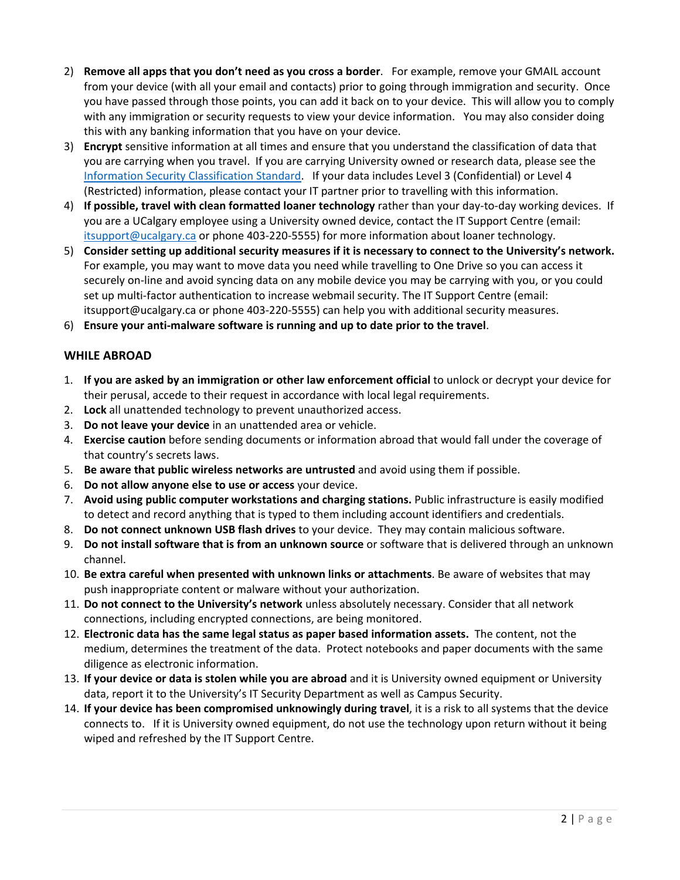2) **Remove all apps that you don't need as you cross a border**. For example, remove your GMAIL account from your device (with all your email and contacts) prior to going through immigration and security. Once you have passed through those points, you can add it back on to your device. This will allow you to comply with any immigration or security requests to view your device information. You may also consider doing this with any banking information that you have on your device.
3) **Encrypt** sensitive information at all times and ensure that you understand the classification of data that you are carrying when you travel. If you are carrying University owned or research data, please see the Information Security Classification Standard. If your data includes Level 3 (Confidential) or Level 4 (Restricted) information, please contact your IT partner prior to travelling with this information.
4) **If possible, travel with clean formatted loaner technology** rather than your day-to-day working devices. If you are a UCalgary employee using a University owned device, contact the IT Support Centre (email: itsupport@ucalgary.ca or phone 403-220-5555) for more information about loaner technology.
5) **Consider setting up additional security measures if it is necessary to connect to the University's network.** For example, you may want to move data you need while travelling to One Drive so you can access it securely on-line and avoid syncing data on any mobile device you may be carrying with you, or you could set up multi-factor authentication to increase webmail security. The IT Support Centre (email: itsupport@ucalgary.ca or phone 403-220-5555) can help you with additional security measures.
6) **Ensure your anti-malware software is running and up to date prior to the travel**.

## WHILE ABROAD

1. **If you are asked by an immigration or other law enforcement official** to unlock or decrypt your device for their perusal, accede to their request in accordance with local legal requirements.
2. **Lock** all unattended technology to prevent unauthorized access.
3. **Do not leave your device** in an unattended area or vehicle.
4. **Exercise caution** before sending documents or information abroad that would fall under the coverage of that country's secrets laws.
5. **Be aware that public wireless networks are untrusted** and avoid using them if possible.
6. **Do not allow anyone else to use or access** your device.
7. **Avoid using public computer workstations and charging stations.** Public infrastructure is easily modified to detect and record anything that is typed to them including account identifiers and credentials.
8. **Do not connect unknown USB flash drives** to your device. They may contain malicious software.
9. **Do not install software that is from an unknown source** or software that is delivered through an unknown channel.
10. **Be extra careful when presented with unknown links or attachments**. Be aware of websites that may push inappropriate content or malware without your authorization.
11. **Do not connect to the University's network** unless absolutely necessary. Consider that all network connections, including encrypted connections, are being monitored.
12. **Electronic data has the same legal status as paper based information assets.** The content, not the medium, determines the treatment of the data. Protect notebooks and paper documents with the same diligence as electronic information.
13. **If your device or data is stolen while you are abroad** and it is University owned equipment or University data, report it to the University's IT Security Department as well as Campus Security.
14. **If your device has been compromised unknowingly during travel**, it is a risk to all systems that the device connects to. If it is University owned equipment, do not use the technology upon return without it being wiped and refreshed by the IT Support Centre.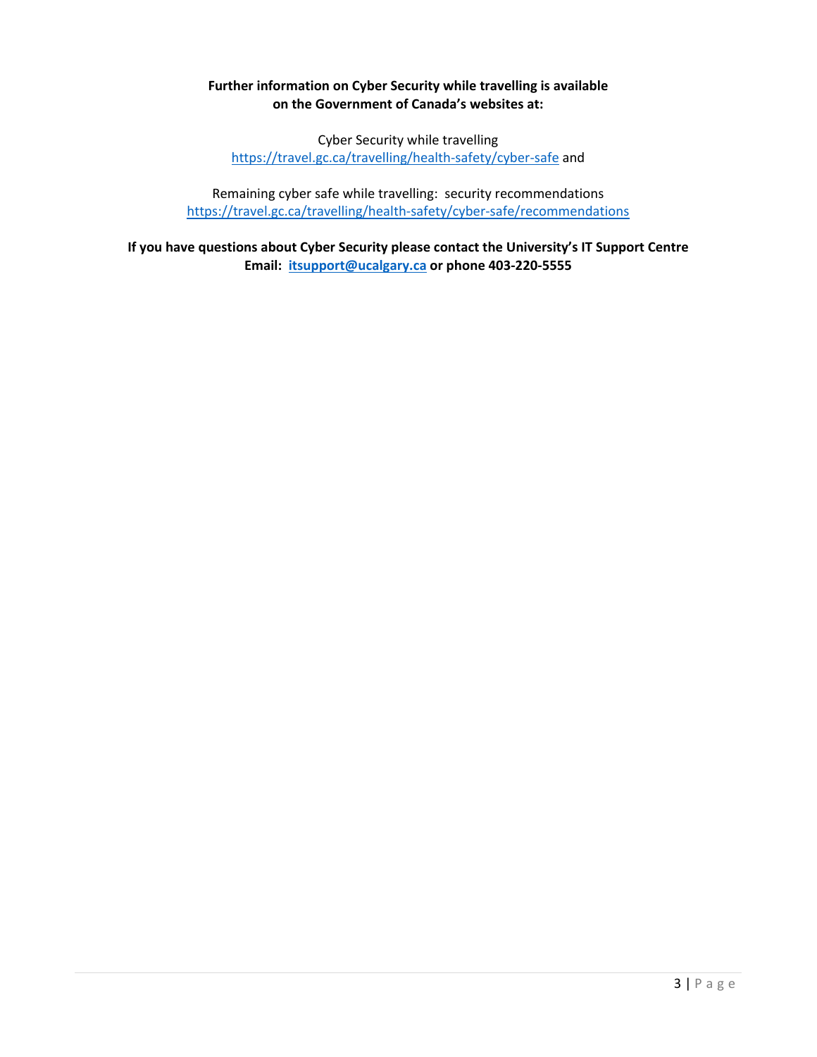**Further information on Cyber Security while travelling is available on the Government of Canada's websites at:**

Cyber Security while travelling
https://travel.gc.ca/travelling/health-safety/cyber-safe and

Remaining cyber safe while travelling: security recommendations
https://travel.gc.ca/travelling/health-safety/cyber-safe/recommendations

**If you have questions about Cyber Security please contact the University's IT Support Centre**
**Email: itsupport@ucalgary.ca or phone 403-220-5555**